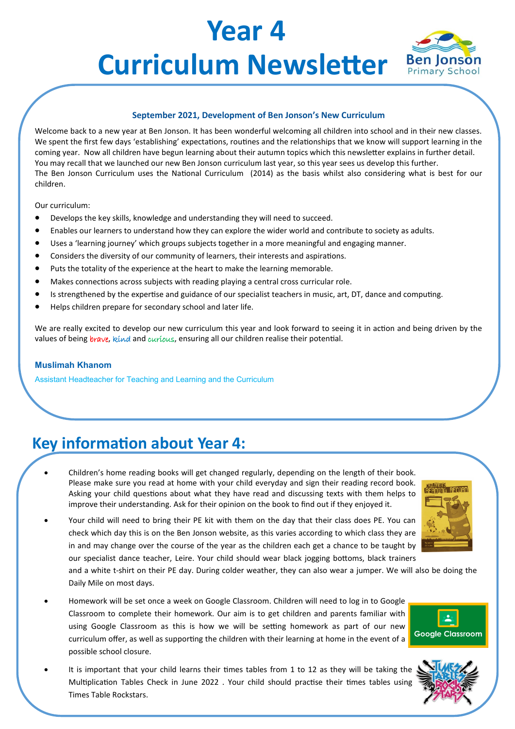# Year 4 Curriculum Newsletter

**September 2021, Development of Ben Jonson's New Curriculum**

Welcome back to a new year at Ben Jonson. It has been wonderful welcoming all children into school and in their new classes. We spent the first few days 'establishing' expectations, routines and the relationships that we know will support learning in the coming year. Now all children have begun learning about their autumn topics which this newsletter explains in further detail. You may recall that we launched our new Ben Jonson curriculum last year, so this year sees us develop this further.
The Ben Jonson Curriculum uses the National Curriculum (2014) as the basis whilst also considering what is best for our children.

Our curriculum:

- Develops the key skills, knowledge and understanding they will need to succeed.
- Enables our learners to understand how they can explore the wider world and contribute to society as adults.
- Uses a 'learning journey' which groups subjects together in a more meaningful and engaging manner.
- Considers the diversity of our community of learners, their interests and aspirations.
- Puts the totality of the experience at the heart to make the learning memorable.
- Makes connections across subjects with reading playing a central cross curricular role.
- Is strengthened by the expertise and guidance of our specialist teachers in music, art, DT, dance and computing.
- Helps children prepare for secondary school and later life.

We are really excited to develop our new curriculum this year and look forward to seeing it in action and being driven by the values of being brave, kind and curious, ensuring all our children realise their potential.

**Muslimah Khanom**

Assistant Headteacher for Teaching and Learning and the Curriculum

## Key information about Year 4:

- Children's home reading books will get changed regularly, depending on the length of their book. Please make sure you read at home with your child everyday and sign their reading record book. Asking your child questions about what they have read and discussing texts with them helps to improve their understanding. Ask for their opinion on the book to find out if they enjoyed it.
- Your child will need to bring their PE kit with them on the day that their class does PE. You can check which day this is on the Ben Jonson website, as this varies according to which class they are in and may change over the course of the year as the children each get a chance to be taught by our specialist dance teacher, Leire. Your child should wear black jogging bottoms, black trainers and a white t-shirt on their PE day. During colder weather, they can also wear a jumper. We will also be doing the Daily Mile on most days.
- Homework will be set once a week on Google Classroom. Children will need to log in to Google Classroom to complete their homework. Our aim is to get children and parents familiar with using Google Classroom as this is how we will be setting homework as part of our new curriculum offer, as well as supporting the children with their learning at home in the event of a possible school closure.
- It is important that your child learns their times tables from 1 to 12 as they will be taking the Multiplication Tables Check in June 2022 . Your child should practise their times tables using Times Table Rockstars.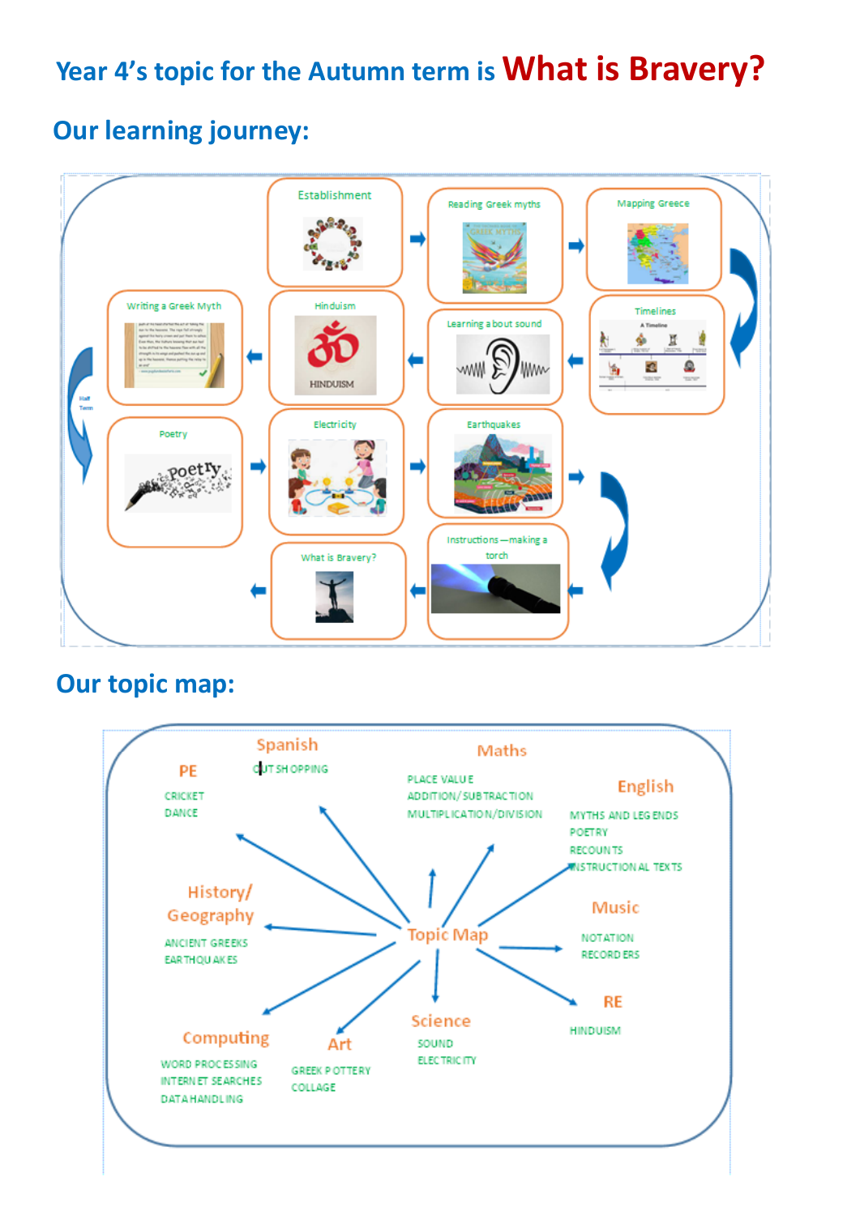## Year 4's topic for the Autumn term is **What is Bravery?**

## Our learning journey:

Establishment

Reading Greek myths

Mapping Greece

Timelines

Learning about sound

Hinduism

Writing a Greek Myth

Half Term

Poetry

Electricity

Earthquakes

Instructions – making a torch

What is Bravery?

## Our topic map:

Topic Map

**Spanish**
CUT SHOPPING

**Maths**
PLACE VALUE
ADDITION/SUBTRACTION
MULTIPLICATION/DIVISION

**English**
MYTHS AND LEGENDS
POETRY
RECOUNTS
INSTRUCTIONAL TEXTS

**PE**
CRICKET
DANCE

**History/ Geography**
ANCIENT GREEKS
EARTHQUAKES

**Music**
NOTATION
RECORDERS

**RE**
HINDUISM

**Computing**
WORD PROCESSING
INTERNET SEARCHES
DATA HANDLING

**Art**
GREEK POTTERY
COLLAGE

**Science**
SOUND
ELECTRICITY